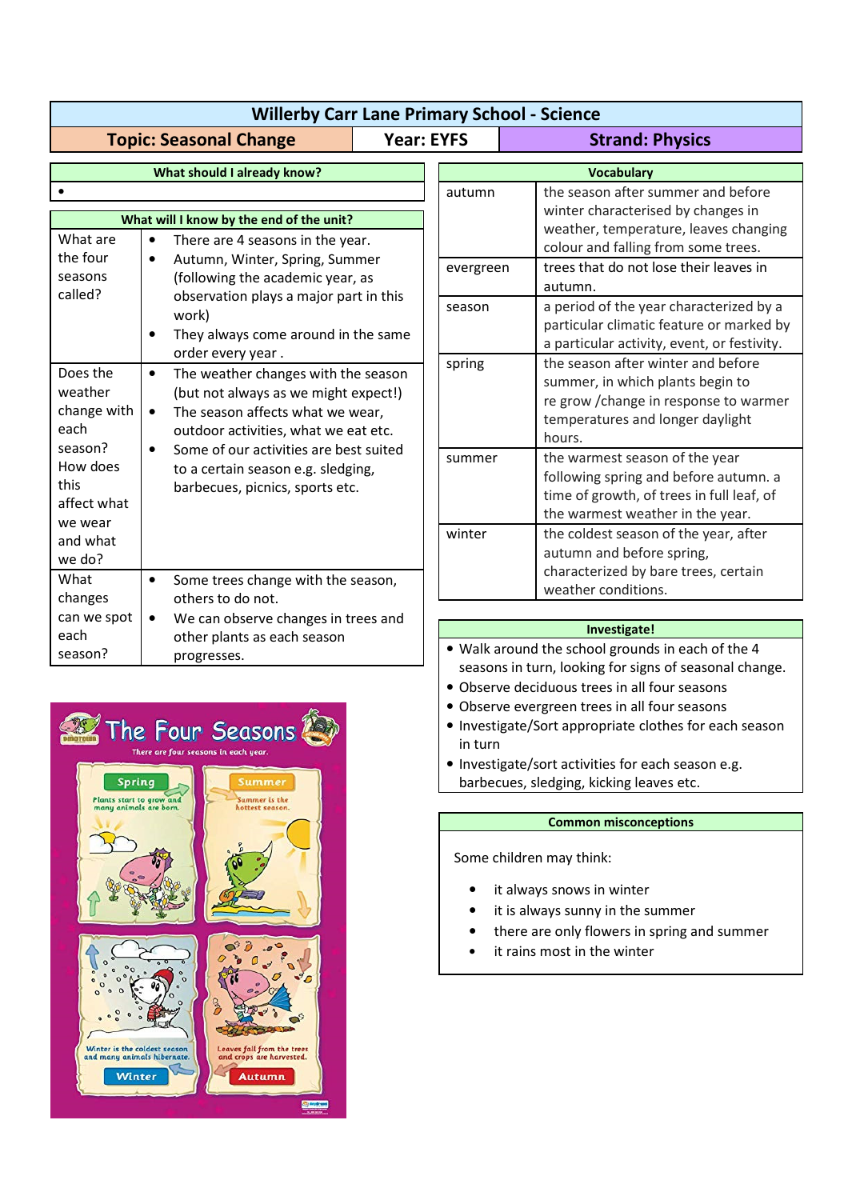# Willerby Carr Lane Primary School - Science

| Topic: Seasonal Change | Year: EYFS | Strand: Physics |
|---|---|---|

## What should I already know?

-

## What will I know by the end of the unit?

| | |
|---|---|
| What are the four seasons called? | • There are 4 seasons in the year.<br>• Autumn, Winter, Spring, Summer (following the academic year, as observation plays a major part in this work)<br>• They always come around in the same order every year . |
| Does the weather change with each season? How does this affect what we wear and what we do? | • The weather changes with the season (but not always as we might expect!)<br>• The season affects what we wear, outdoor activities, what we eat etc.<br>• Some of our activities are best suited to a certain season e.g. sledging, barbecues, picnics, sports etc. |
| What changes can we spot each season? | • Some trees change with the season, others to do not.<br>• We can observe changes in trees and other plants as each season progresses. |

## Vocabulary

| | |
|---|---|
| autumn | the season after summer and before winter characterised by changes in weather, temperature, leaves changing colour and falling from some trees. |
| evergreen | trees that do not lose their leaves in autumn. |
| season | a period of the year characterized by a particular climatic feature or marked by a particular activity, event, or festivity. |
| spring | the season after winter and before summer, in which plants begin to re grow /change in response to warmer temperatures and longer daylight hours. |
| summer | the warmest season of the year following spring and before autumn. a time of growth, of trees in full leaf, of the warmest weather in the year. |
| winter | the coldest season of the year, after autumn and before spring, characterized by bare trees, certain weather conditions. |

## Investigate!

- Walk around the school grounds in each of the 4 seasons in turn, looking for signs of seasonal change.
- Observe deciduous trees in all four seasons
- Observe evergreen trees in all four seasons
- Investigate/Sort appropriate clothes for each season in turn
- Investigate/sort activities for each season e.g. barbecues, sledging, kicking leaves etc.

## Common misconceptions

Some children may think:

- it always snows in winter
- it is always sunny in the summer
- there are only flowers in spring and summer
- it rains most in the winter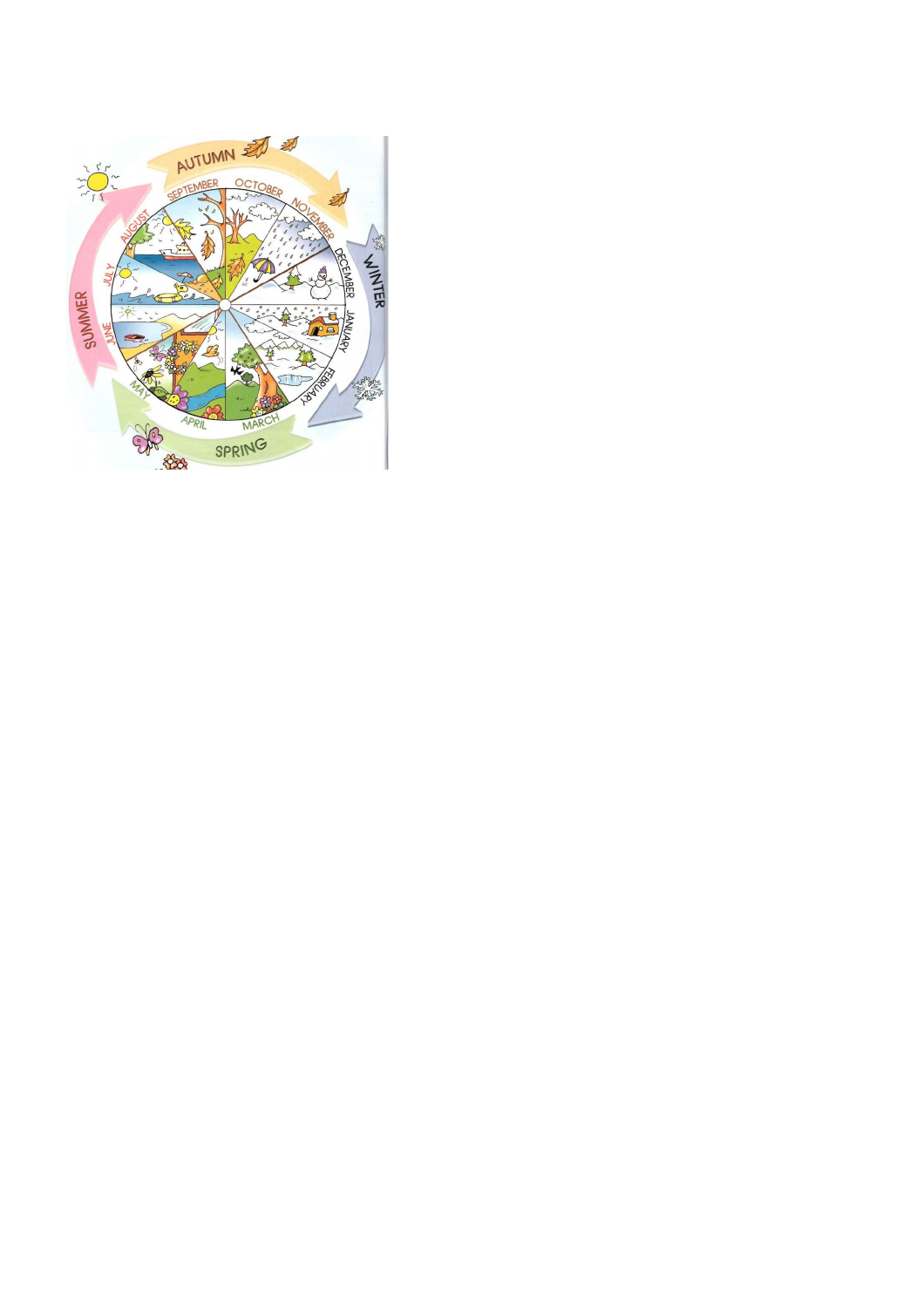AUTUMN

SEPTEMBER

OCTOBER

NOVEMBER

WINTER

DECEMBER

JANUARY

FEBRUARY

SPRING

MARCH

APRIL

MAY

SUMMER

JUNE

JULY

AUGUST